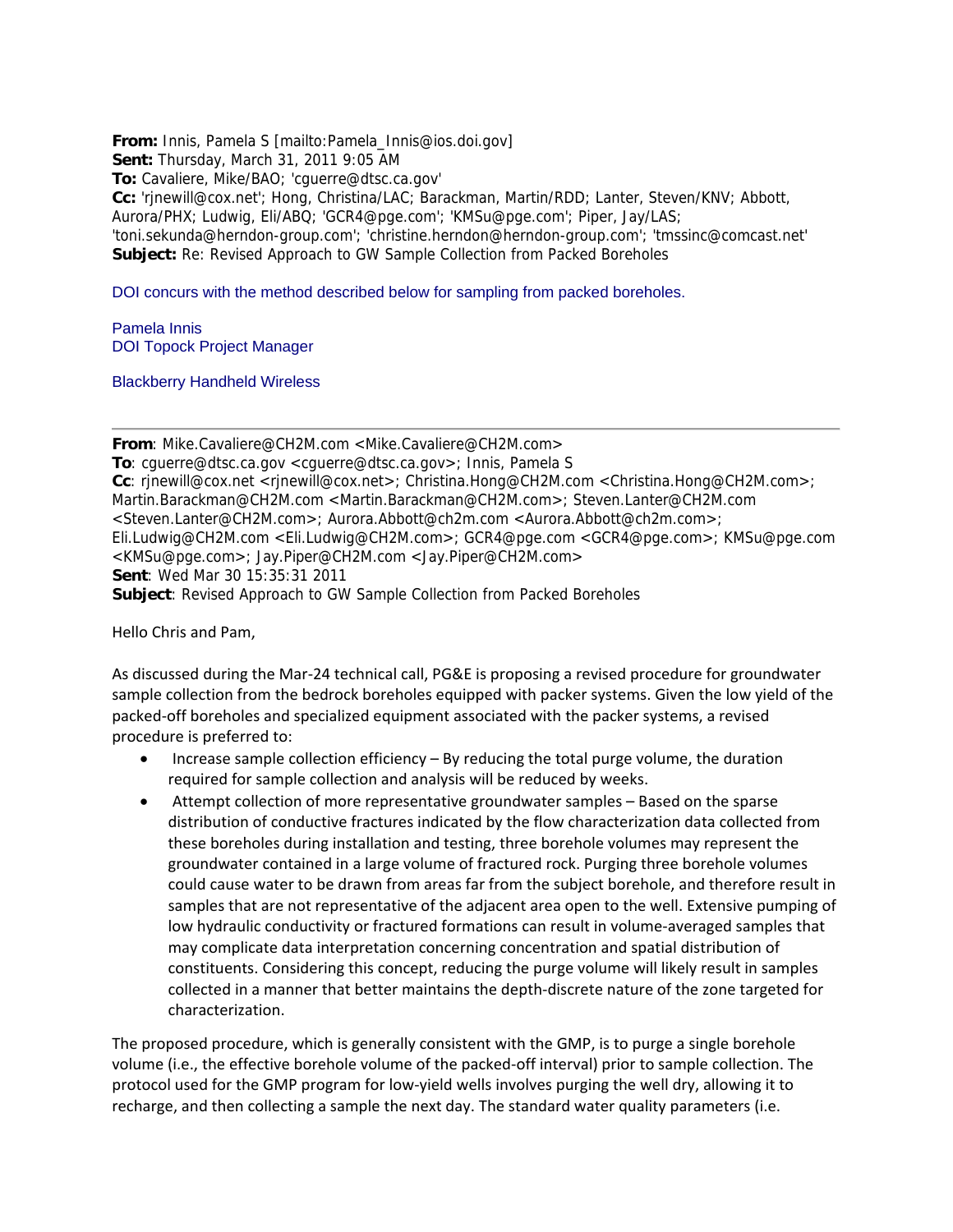**From:** Innis, Pamela S [mailto:Pamela_Innis@ios.doi.gov]
**Sent:** Thursday, March 31, 2011 9:05 AM
**To:** Cavaliere, Mike/BAO; 'cguerre@dtsc.ca.gov'
**Cc:** 'rjnewill@cox.net'; Hong, Christina/LAC; Barackman, Martin/RDD; Lanter, Steven/KNV; Abbott, Aurora/PHX; Ludwig, Eli/ABQ; 'GCR4@pge.com'; 'KMSu@pge.com'; Piper, Jay/LAS; 'toni.sekunda@herndon-group.com'; 'christine.herndon@herndon-group.com'; 'tmssinc@comcast.net'
**Subject:** Re: Revised Approach to GW Sample Collection from Packed Boreholes

DOI concurs with the method described below for sampling from packed boreholes.

Pamela Innis
DOI Topock Project Manager

Blackberry Handheld Wireless

---

**From**: Mike.Cavaliere@CH2M.com <Mike.Cavaliere@CH2M.com>
**To**: cguerre@dtsc.ca.gov <cguerre@dtsc.ca.gov>; Innis, Pamela S
**Cc**: rjnewill@cox.net <rjnewill@cox.net>; Christina.Hong@CH2M.com <Christina.Hong@CH2M.com>; Martin.Barackman@CH2M.com <Martin.Barackman@CH2M.com>; Steven.Lanter@CH2M.com <Steven.Lanter@CH2M.com>; Aurora.Abbott@ch2m.com <Aurora.Abbott@ch2m.com>; Eli.Ludwig@CH2M.com <Eli.Ludwig@CH2M.com>; GCR4@pge.com <GCR4@pge.com>; KMSu@pge.com <KMSu@pge.com>; Jay.Piper@CH2M.com <Jay.Piper@CH2M.com>
**Sent**: Wed Mar 30 15:35:31 2011
**Subject**: Revised Approach to GW Sample Collection from Packed Boreholes

Hello Chris and Pam,

As discussed during the Mar-24 technical call, PG&E is proposing a revised procedure for groundwater sample collection from the bedrock boreholes equipped with packer systems. Given the low yield of the packed-off boreholes and specialized equipment associated with the packer systems, a revised procedure is preferred to:

- Increase sample collection efficiency – By reducing the total purge volume, the duration required for sample collection and analysis will be reduced by weeks.
- Attempt collection of more representative groundwater samples – Based on the sparse distribution of conductive fractures indicated by the flow characterization data collected from these boreholes during installation and testing, three borehole volumes may represent the groundwater contained in a large volume of fractured rock. Purging three borehole volumes could cause water to be drawn from areas far from the subject borehole, and therefore result in samples that are not representative of the adjacent area open to the well. Extensive pumping of low hydraulic conductivity or fractured formations can result in volume-averaged samples that may complicate data interpretation concerning concentration and spatial distribution of constituents. Considering this concept, reducing the purge volume will likely result in samples collected in a manner that better maintains the depth-discrete nature of the zone targeted for characterization.

The proposed procedure, which is generally consistent with the GMP, is to purge a single borehole volume (i.e., the effective borehole volume of the packed-off interval) prior to sample collection. The protocol used for the GMP program for low-yield wells involves purging the well dry, allowing it to recharge, and then collecting a sample the next day. The standard water quality parameters (i.e.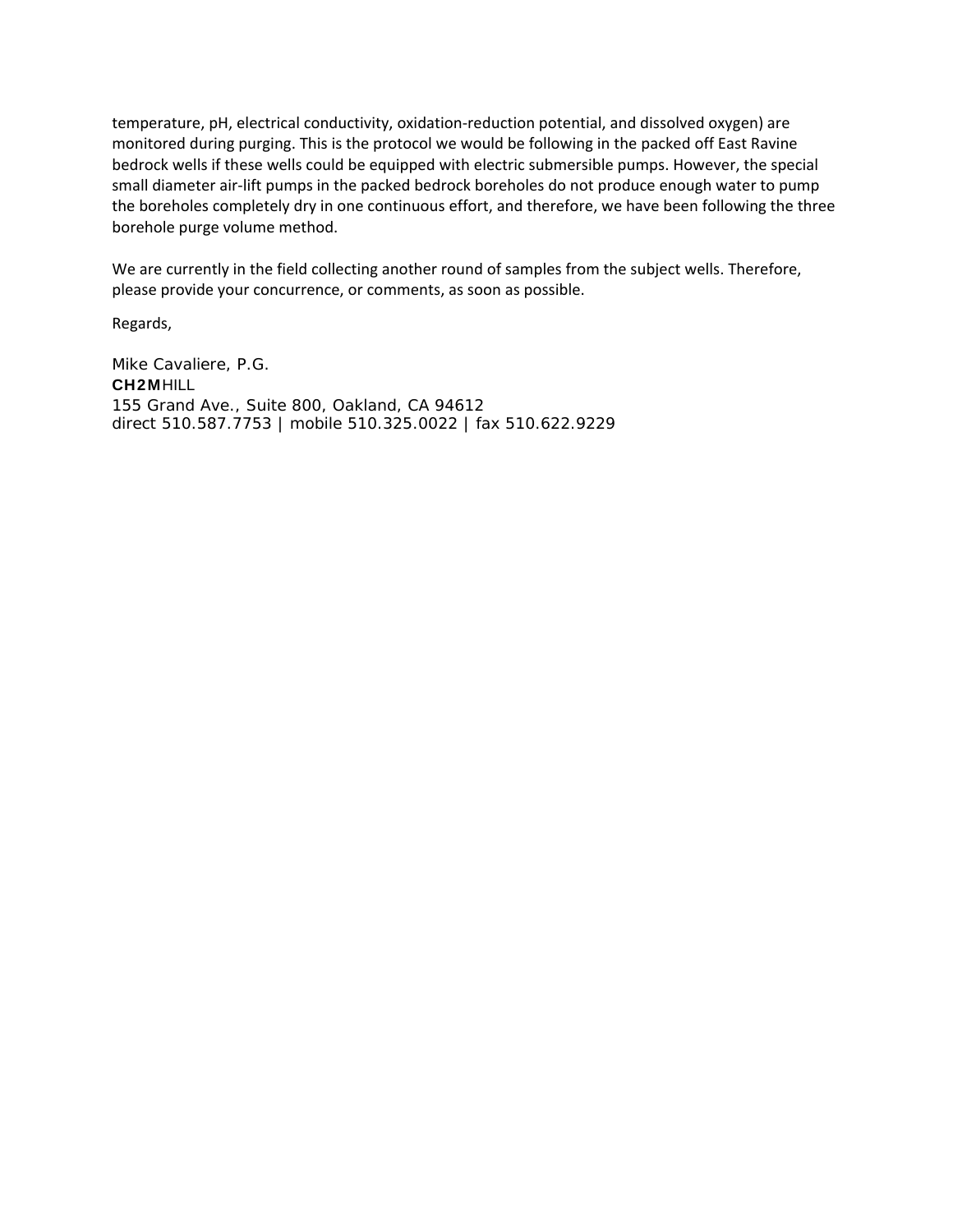temperature, pH, electrical conductivity, oxidation-reduction potential, and dissolved oxygen) are monitored during purging. This is the protocol we would be following in the packed off East Ravine bedrock wells if these wells could be equipped with electric submersible pumps. However, the special small diameter air-lift pumps in the packed bedrock boreholes do not produce enough water to pump the boreholes completely dry in one continuous effort, and therefore, we have been following the three borehole purge volume method.

We are currently in the field collecting another round of samples from the subject wells. Therefore, please provide your concurrence, or comments, as soon as possible.

Regards,

Mike Cavaliere, P.G.
**CH2M**HILL
155 Grand Ave., Suite 800, Oakland, CA 94612
direct 510.587.7753 | mobile 510.325.0022 | fax 510.622.9229